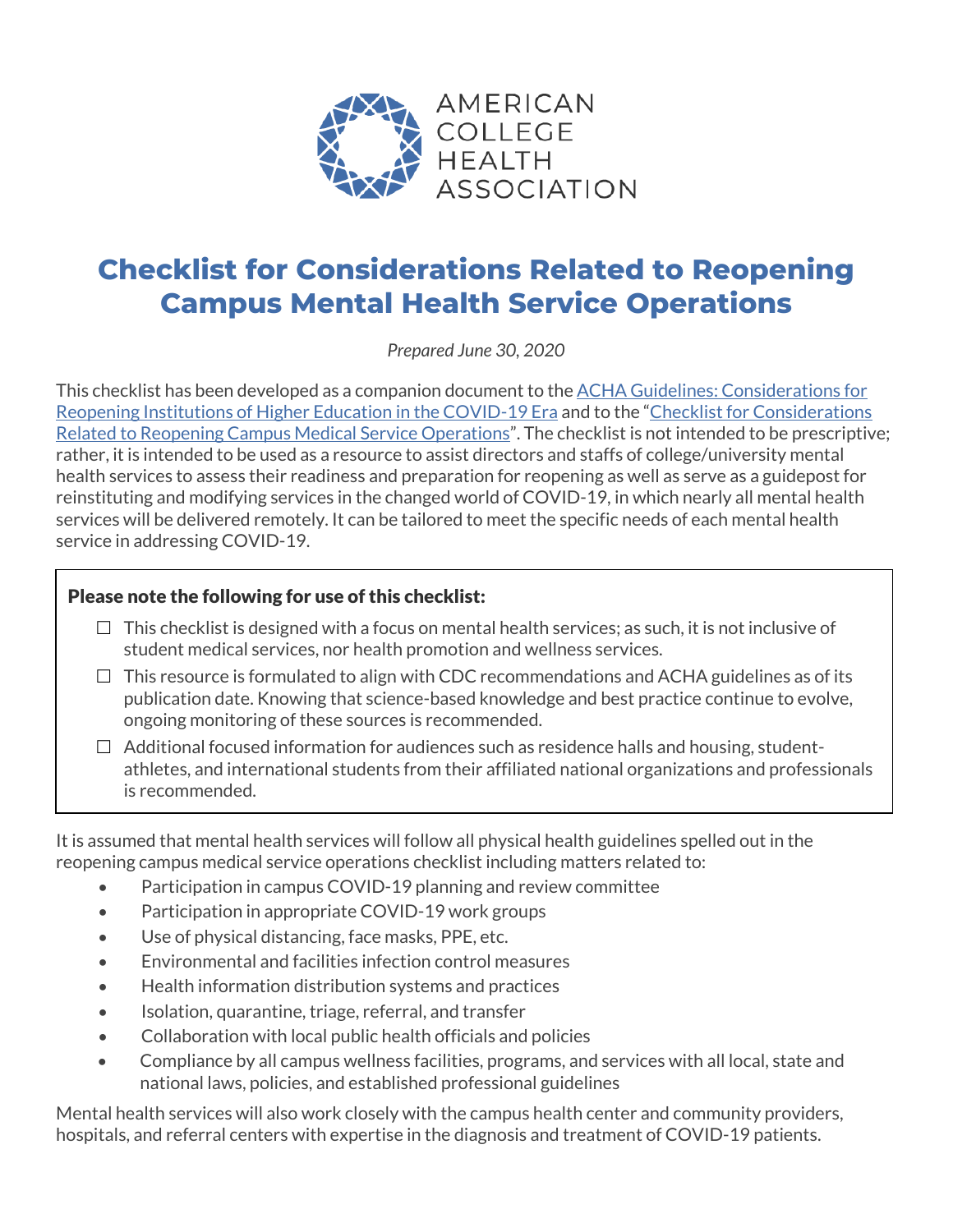AMERICAN COLLEGE HEALTH ASSOCIATION

# Checklist for Considerations Related to Reopening Campus Mental Health Service Operations

*Prepared June 30, 2020*

This checklist has been developed as a companion document to the [ACHA Guidelines: Considerations for Reopening Institutions of Higher Education in the COVID-19 Era]() and to the "[Checklist for Considerations Related to Reopening Campus Medical Service Operations]()". The checklist is not intended to be prescriptive; rather, it is intended to be used as a resource to assist directors and staffs of college/university mental health services to assess their readiness and preparation for reopening as well as serve as a guidepost for reinstituting and modifying services in the changed world of COVID-19, in which nearly all mental health services will be delivered remotely. It can be tailored to meet the specific needs of each mental health service in addressing COVID-19.

**Please note the following for use of this checklist:**

- ☐ This checklist is designed with a focus on mental health services; as such, it is not inclusive of student medical services, nor health promotion and wellness services.
- ☐ This resource is formulated to align with CDC recommendations and ACHA guidelines as of its publication date. Knowing that science-based knowledge and best practice continue to evolve, ongoing monitoring of these sources is recommended.
- ☐ Additional focused information for audiences such as residence halls and housing, student-athletes, and international students from their affiliated national organizations and professionals is recommended.

It is assumed that mental health services will follow all physical health guidelines spelled out in the reopening campus medical service operations checklist including matters related to:

- Participation in campus COVID-19 planning and review committee
- Participation in appropriate COVID-19 work groups
- Use of physical distancing, face masks, PPE, etc.
- Environmental and facilities infection control measures
- Health information distribution systems and practices
- Isolation, quarantine, triage, referral, and transfer
- Collaboration with local public health officials and policies
- Compliance by all campus wellness facilities, programs, and services with all local, state and national laws, policies, and established professional guidelines

Mental health services will also work closely with the campus health center and community providers, hospitals, and referral centers with expertise in the diagnosis and treatment of COVID-19 patients.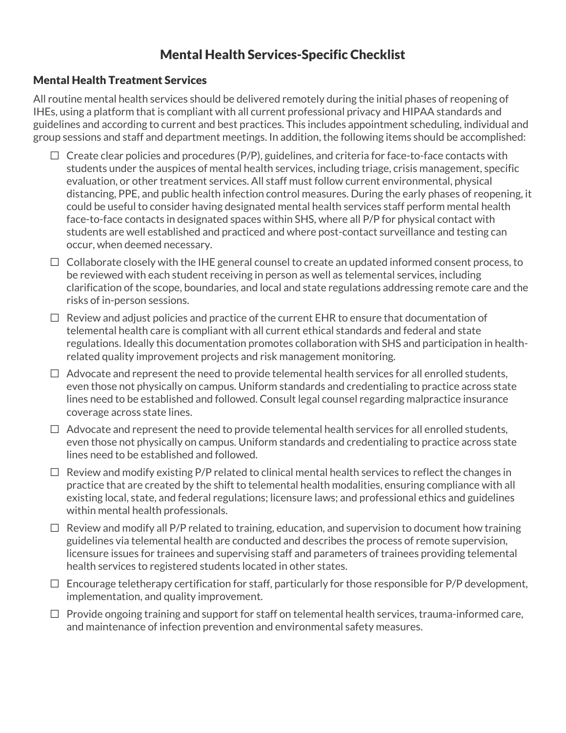# Mental Health Services-Specific Checklist

## Mental Health Treatment Services

All routine mental health services should be delivered remotely during the initial phases of reopening of IHEs, using a platform that is compliant with all current professional privacy and HIPAA standards and guidelines and according to current and best practices. This includes appointment scheduling, individual and group sessions and staff and department meetings. In addition, the following items should be accomplished:

- ☐ Create clear policies and procedures (P/P), guidelines, and criteria for face-to-face contacts with students under the auspices of mental health services, including triage, crisis management, specific evaluation, or other treatment services. All staff must follow current environmental, physical distancing, PPE, and public health infection control measures. During the early phases of reopening, it could be useful to consider having designated mental health services staff perform mental health face-to-face contacts in designated spaces within SHS, where all P/P for physical contact with students are well established and practiced and where post-contact surveillance and testing can occur, when deemed necessary.
- ☐ Collaborate closely with the IHE general counsel to create an updated informed consent process, to be reviewed with each student receiving in person as well as telemental services, including clarification of the scope, boundaries, and local and state regulations addressing remote care and the risks of in-person sessions.
- ☐ Review and adjust policies and practice of the current EHR to ensure that documentation of telemental health care is compliant with all current ethical standards and federal and state regulations. Ideally this documentation promotes collaboration with SHS and participation in health-related quality improvement projects and risk management monitoring.
- ☐ Advocate and represent the need to provide telemental health services for all enrolled students, even those not physically on campus. Uniform standards and credentialing to practice across state lines need to be established and followed. Consult legal counsel regarding malpractice insurance coverage across state lines.
- ☐ Advocate and represent the need to provide telemental health services for all enrolled students, even those not physically on campus. Uniform standards and credentialing to practice across state lines need to be established and followed.
- ☐ Review and modify existing P/P related to clinical mental health services to reflect the changes in practice that are created by the shift to telemental health modalities, ensuring compliance with all existing local, state, and federal regulations; licensure laws; and professional ethics and guidelines within mental health professionals.
- ☐ Review and modify all P/P related to training, education, and supervision to document how training guidelines via telemental health are conducted and describes the process of remote supervision, licensure issues for trainees and supervising staff and parameters of trainees providing telemental health services to registered students located in other states.
- ☐ Encourage teletherapy certification for staff, particularly for those responsible for P/P development, implementation, and quality improvement.
- ☐ Provide ongoing training and support for staff on telemental health services, trauma-informed care, and maintenance of infection prevention and environmental safety measures.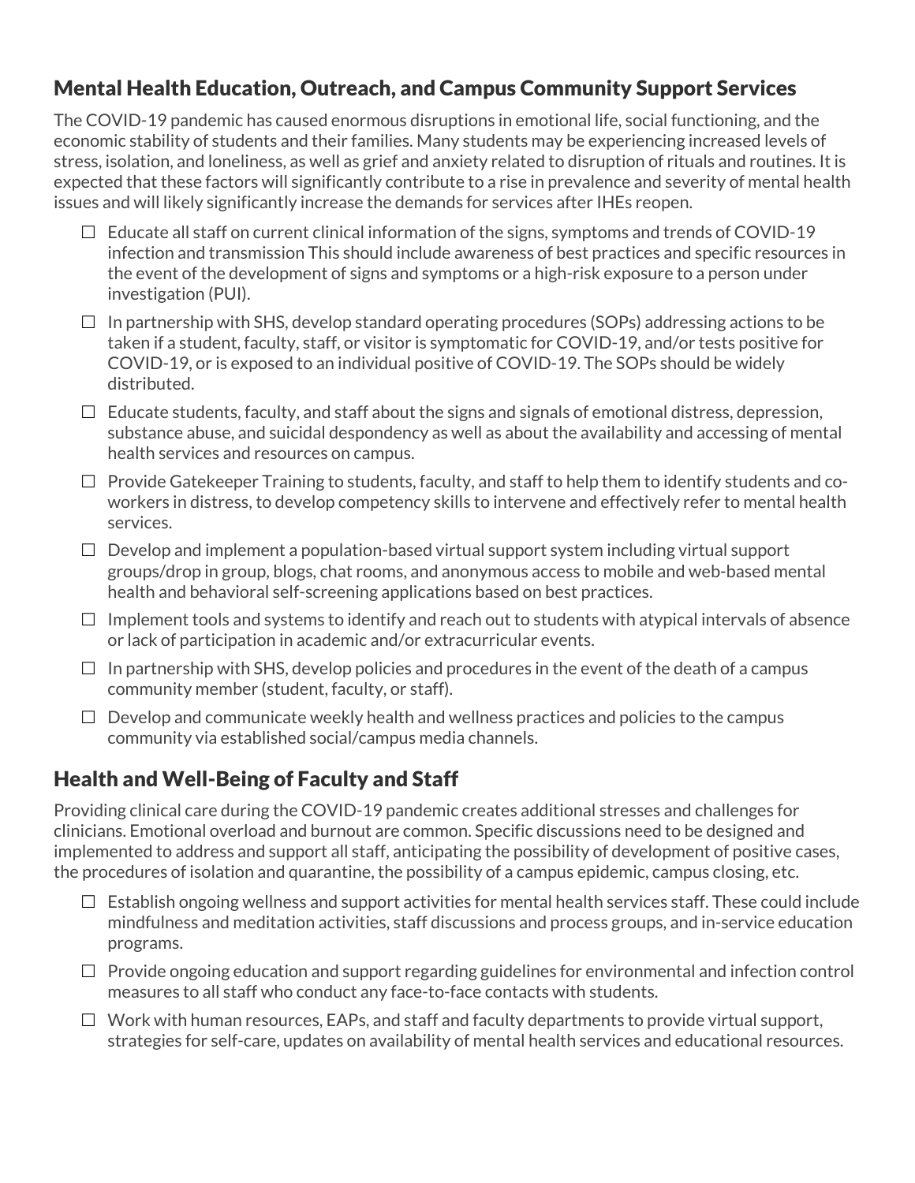## Mental Health Education, Outreach, and Campus Community Support Services

The COVID-19 pandemic has caused enormous disruptions in emotional life, social functioning, and the economic stability of students and their families. Many students may be experiencing increased levels of stress, isolation, and loneliness, as well as grief and anxiety related to disruption of rituals and routines. It is expected that these factors will significantly contribute to a rise in prevalence and severity of mental health issues and will likely significantly increase the demands for services after IHEs reopen.

- ☐ Educate all staff on current clinical information of the signs, symptoms and trends of COVID-19 infection and transmission This should include awareness of best practices and specific resources in the event of the development of signs and symptoms or a high-risk exposure to a person under investigation (PUI).
- ☐ In partnership with SHS, develop standard operating procedures (SOPs) addressing actions to be taken if a student, faculty, staff, or visitor is symptomatic for COVID-19, and/or tests positive for COVID-19, or is exposed to an individual positive of COVID-19. The SOPs should be widely distributed.
- ☐ Educate students, faculty, and staff about the signs and signals of emotional distress, depression, substance abuse, and suicidal despondency as well as about the availability and accessing of mental health services and resources on campus.
- ☐ Provide Gatekeeper Training to students, faculty, and staff to help them to identify students and co-workers in distress, to develop competency skills to intervene and effectively refer to mental health services.
- ☐ Develop and implement a population-based virtual support system including virtual support groups/drop in group, blogs, chat rooms, and anonymous access to mobile and web-based mental health and behavioral self-screening applications based on best practices.
- ☐ Implement tools and systems to identify and reach out to students with atypical intervals of absence or lack of participation in academic and/or extracurricular events.
- ☐ In partnership with SHS, develop policies and procedures in the event of the death of a campus community member (student, faculty, or staff).
- ☐ Develop and communicate weekly health and wellness practices and policies to the campus community via established social/campus media channels.

## Health and Well-Being of Faculty and Staff

Providing clinical care during the COVID-19 pandemic creates additional stresses and challenges for clinicians. Emotional overload and burnout are common. Specific discussions need to be designed and implemented to address and support all staff, anticipating the possibility of development of positive cases, the procedures of isolation and quarantine, the possibility of a campus epidemic, campus closing, etc.

- ☐ Establish ongoing wellness and support activities for mental health services staff. These could include mindfulness and meditation activities, staff discussions and process groups, and in-service education programs.
- ☐ Provide ongoing education and support regarding guidelines for environmental and infection control measures to all staff who conduct any face-to-face contacts with students.
- ☐ Work with human resources, EAPs, and staff and faculty departments to provide virtual support, strategies for self-care, updates on availability of mental health services and educational resources.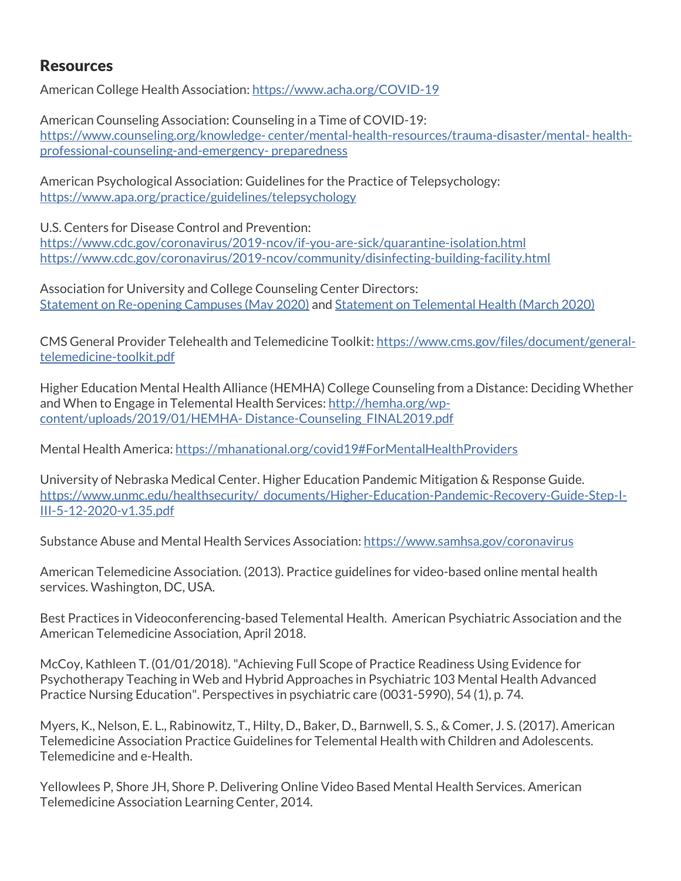## Resources

American College Health Association: https://www.acha.org/COVID-19

American Counseling Association: Counseling in a Time of COVID-19: https://www.counseling.org/knowledge- center/mental-health-resources/trauma-disaster/mental- health-professional-counseling-and-emergency- preparedness

American Psychological Association: Guidelines for the Practice of Telepsychology: https://www.apa.org/practice/guidelines/telepsychology

U.S. Centers for Disease Control and Prevention:
https://www.cdc.gov/coronavirus/2019-ncov/if-you-are-sick/quarantine-isolation.html
https://www.cdc.gov/coronavirus/2019-ncov/community/disinfecting-building-facility.html

Association for University and College Counseling Center Directors:
Statement on Re-opening Campuses (May 2020) and Statement on Telemental Health (March 2020)

CMS General Provider Telehealth and Telemedicine Toolkit: https://www.cms.gov/files/document/general-telemedicine-toolkit.pdf

Higher Education Mental Health Alliance (HEMHA) College Counseling from a Distance: Deciding Whether and When to Engage in Telemental Health Services: http://hemha.org/wp-content/uploads/2019/01/HEMHA- Distance-Counseling_FINAL2019.pdf

Mental Health America: https://mhanational.org/covid19#ForMentalHealthProviders

University of Nebraska Medical Center. Higher Education Pandemic Mitigation & Response Guide. https://www.unmc.edu/healthsecurity/_documents/Higher-Education-Pandemic-Recovery-Guide-Step-I-III-5-12-2020-v1.35.pdf

Substance Abuse and Mental Health Services Association: https://www.samhsa.gov/coronavirus

American Telemedicine Association. (2013). Practice guidelines for video-based online mental health services. Washington, DC, USA.

Best Practices in Videoconferencing-based Telemental Health. American Psychiatric Association and the American Telemedicine Association, April 2018.

McCoy, Kathleen T. (01/01/2018). "Achieving Full Scope of Practice Readiness Using Evidence for Psychotherapy Teaching in Web and Hybrid Approaches in Psychiatric 103 Mental Health Advanced Practice Nursing Education". Perspectives in psychiatric care (0031-5990), 54 (1), p. 74.

Myers, K., Nelson, E. L., Rabinowitz, T., Hilty, D., Baker, D., Barnwell, S. S., & Comer, J. S. (2017). American Telemedicine Association Practice Guidelines for Telemental Health with Children and Adolescents. Telemedicine and e-Health.

Yellowlees P, Shore JH, Shore P. Delivering Online Video Based Mental Health Services. American Telemedicine Association Learning Center, 2014.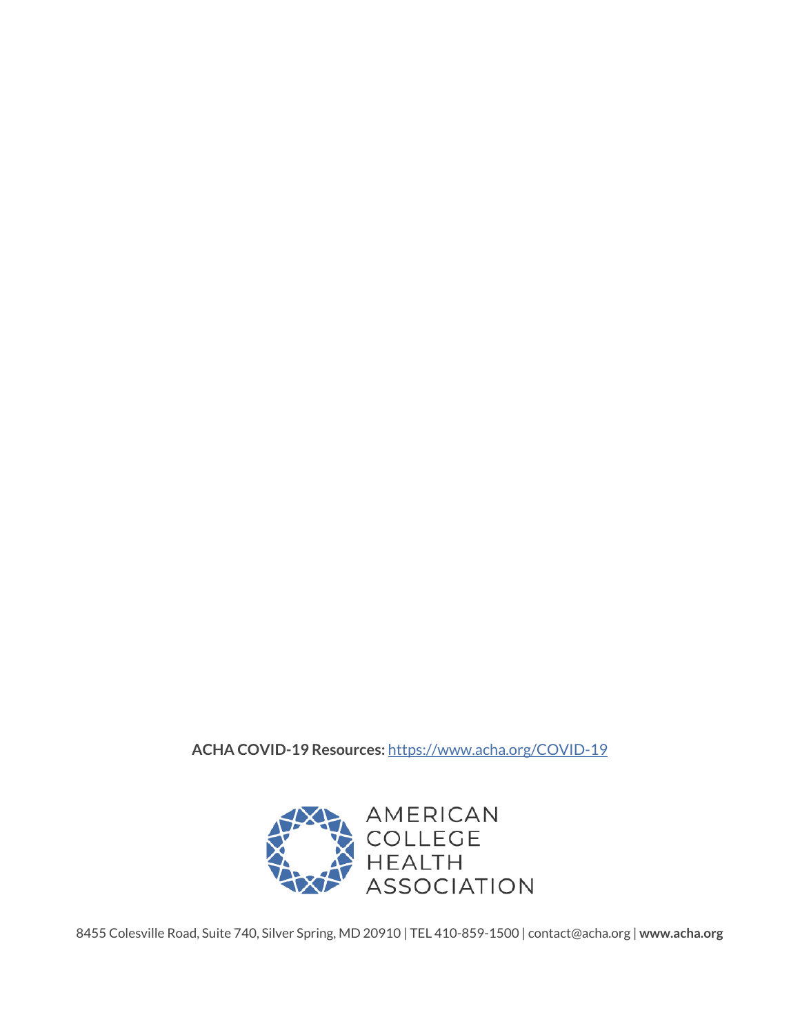**ACHA COVID-19 Resources:** https://www.acha.org/COVID-19

AMERICAN
COLLEGE
HEALTH
ASSOCIATION

8455 Colesville Road, Suite 740, Silver Spring, MD 20910 | TEL 410-859-1500 | contact@acha.org | **www.acha.org**